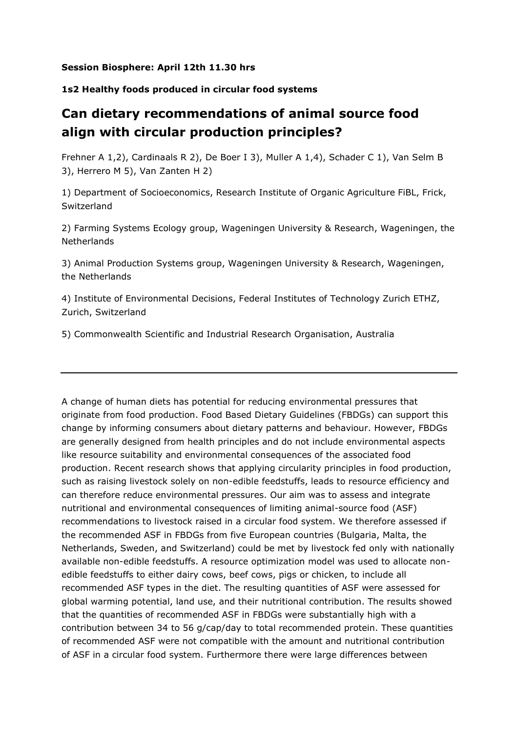**Session Biosphere: April 12th 11.30 hrs**

**1s2 Healthy foods produced in circular food systems**

# Can dietary recommendations of animal source food align with circular production principles?

Frehner A 1,2), Cardinaals R 2), De Boer I 3), Muller A 1,4), Schader C 1), Van Selm B 3), Herrero M 5), Van Zanten H 2)

1) Department of Socioeconomics, Research Institute of Organic Agriculture FiBL, Frick, Switzerland

2) Farming Systems Ecology group, Wageningen University & Research, Wageningen, the Netherlands

3) Animal Production Systems group, Wageningen University & Research, Wageningen, the Netherlands

4) Institute of Environmental Decisions, Federal Institutes of Technology Zurich ETHZ, Zurich, Switzerland

5) Commonwealth Scientific and Industrial Research Organisation, Australia

---

A change of human diets has potential for reducing environmental pressures that originate from food production. Food Based Dietary Guidelines (FBDGs) can support this change by informing consumers about dietary patterns and behaviour. However, FBDGs are generally designed from health principles and do not include environmental aspects like resource suitability and environmental consequences of the associated food production. Recent research shows that applying circularity principles in food production, such as raising livestock solely on non-edible feedstuffs, leads to resource efficiency and can therefore reduce environmental pressures. Our aim was to assess and integrate nutritional and environmental consequences of limiting animal-source food (ASF) recommendations to livestock raised in a circular food system. We therefore assessed if the recommended ASF in FBDGs from five European countries (Bulgaria, Malta, the Netherlands, Sweden, and Switzerland) could be met by livestock fed only with nationally available non-edible feedstuffs. A resource optimization model was used to allocate non-edible feedstuffs to either dairy cows, beef cows, pigs or chicken, to include all recommended ASF types in the diet. The resulting quantities of ASF were assessed for global warming potential, land use, and their nutritional contribution. The results showed that the quantities of recommended ASF in FBDGs were substantially high with a contribution between 34 to 56 g/cap/day to total recommended protein. These quantities of recommended ASF were not compatible with the amount and nutritional contribution of ASF in a circular food system. Furthermore there were large differences between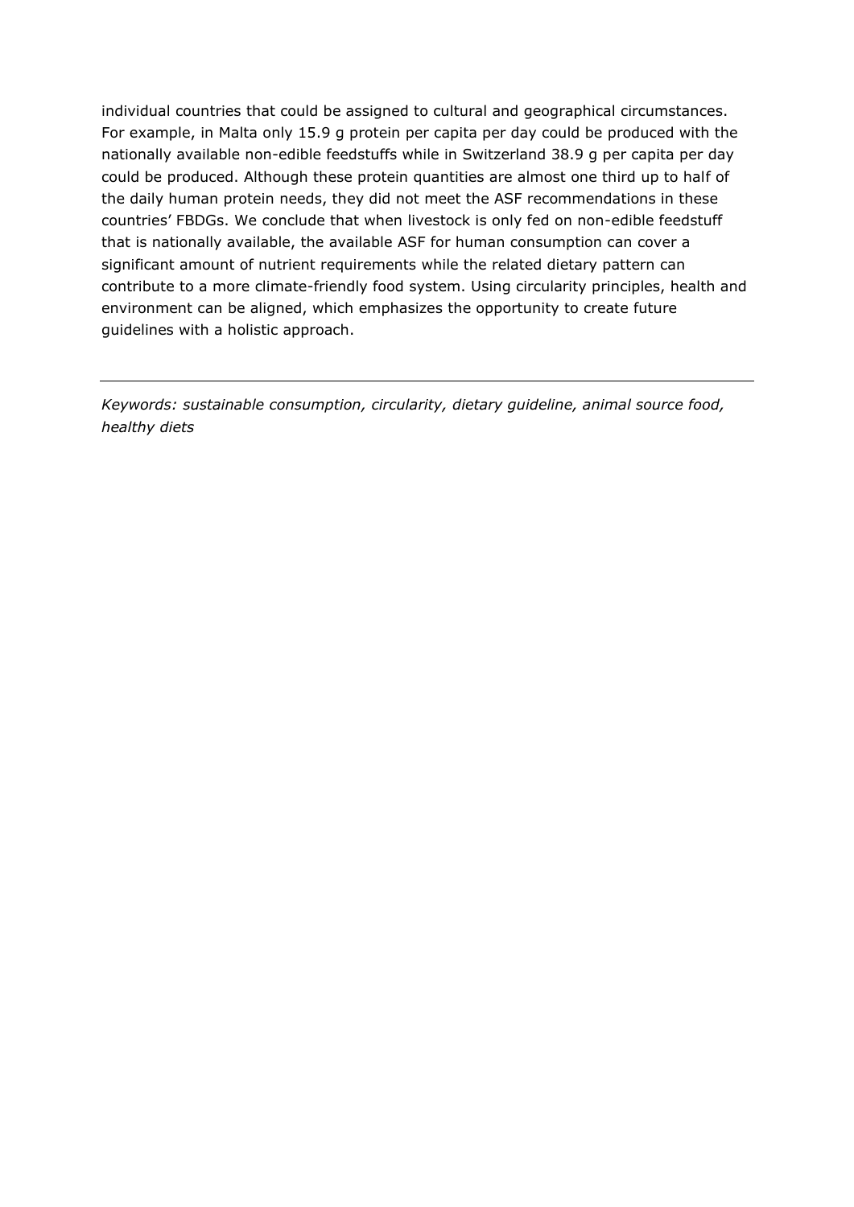individual countries that could be assigned to cultural and geographical circumstances. For example, in Malta only 15.9 g protein per capita per day could be produced with the nationally available non-edible feedstuffs while in Switzerland 38.9 g per capita per day could be produced. Although these protein quantities are almost one third up to half of the daily human protein needs, they did not meet the ASF recommendations in these countries' FBDGs. We conclude that when livestock is only fed on non-edible feedstuff that is nationally available, the available ASF for human consumption can cover a significant amount of nutrient requirements while the related dietary pattern can contribute to a more climate-friendly food system. Using circularity principles, health and environment can be aligned, which emphasizes the opportunity to create future guidelines with a holistic approach.

---

*Keywords: sustainable consumption, circularity, dietary guideline, animal source food, healthy diets*